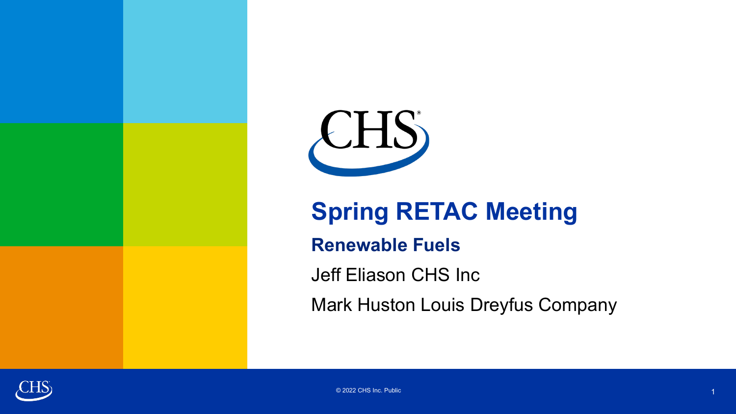# Spring RETAC Meeting

## Renewable Fuels

Jeff Eliason CHS Inc

Mark Huston Louis Dreyfus Company

© 2022 CHS Inc. Public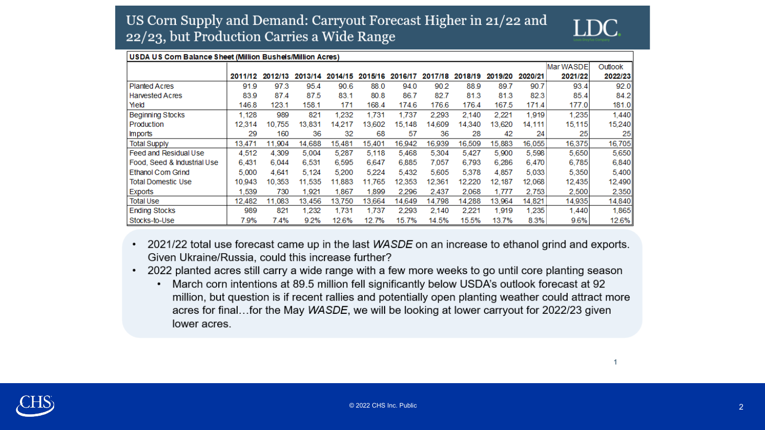# US Corn Supply and Demand: Carryout Forecast Higher in 21/22 and 22/23, but Production Carries a Wide Range

LDC

**USDA US Corn Balance Sheet (Million Bushels/Million Acres)**

| | 2011/12 | 2012/13 | 2013/14 | 2014/15 | 2015/16 | 2016/17 | 2017/18 | 2018/19 | 2019/20 | 2020/21 | Mar WASDE 2021/22 | Outlook 2022/23 |
|---|---|---|---|---|---|---|---|---|---|---|---|---|
| Planted Acres | 91.9 | 97.3 | 95.4 | 90.6 | 88.0 | 94.0 | 90.2 | 88.9 | 89.7 | 90.7 | 93.4 | 92.0 |
| Harvested Acres | 83.9 | 87.4 | 87.5 | 83.1 | 80.8 | 86.7 | 82.7 | 81.3 | 81.3 | 82.3 | 85.4 | 84.2 |
| Yield | 146.8 | 123.1 | 158.1 | 171 | 168.4 | 174.6 | 176.6 | 176.4 | 167.5 | 171.4 | 177.0 | 181.0 |
| Beginning Stocks | 1,128 | 989 | 821 | 1,232 | 1,731 | 1,737 | 2,293 | 2,140 | 2,221 | 1,919 | 1,235 | 1,440 |
| Production | 12,314 | 10,755 | 13,831 | 14,217 | 13,602 | 15,148 | 14,609 | 14,340 | 13,620 | 14,111 | 15,115 | 15,240 |
| Imports | 29 | 160 | 36 | 32 | 68 | 57 | 36 | 28 | 42 | 24 | 25 | 25 |
| Total Supply | 13,471 | 11,904 | 14,688 | 15,481 | 15,401 | 16,942 | 16,939 | 16,509 | 15,883 | 16,055 | 16,375 | 16,705 |
| Feed and Residual Use | 4,512 | 4,309 | 5,004 | 5,287 | 5,118 | 5,468 | 5,304 | 5,427 | 5,900 | 5,598 | 5,650 | 5,650 |
| Food, Seed & Industrial Use | 6,431 | 6,044 | 6,531 | 6,595 | 6,647 | 6,885 | 7,057 | 6,793 | 6,286 | 6,470 | 6,785 | 6,840 |
| Ethanol Corn Grind | 5,000 | 4,641 | 5,124 | 5,200 | 5,224 | 5,432 | 5,605 | 5,378 | 4,857 | 5,033 | 5,350 | 5,400 |
| Total Domestic Use | 10,943 | 10,353 | 11,535 | 11,883 | 11,765 | 12,353 | 12,361 | 12,220 | 12,187 | 12,068 | 12,435 | 12,490 |
| Exports | 1,539 | 730 | 1,921 | 1,867 | 1,899 | 2,296 | 2,437 | 2,068 | 1,777 | 2,753 | 2,500 | 2,350 |
| Total Use | 12,482 | 11,083 | 13,456 | 13,750 | 13,664 | 14,649 | 14,798 | 14,288 | 13,964 | 14,821 | 14,935 | 14,840 |
| Ending Stocks | 989 | 821 | 1,232 | 1,731 | 1,737 | 2,293 | 2,140 | 2,221 | 1,919 | 1,235 | 1,440 | 1,865 |
| Stocks-to-Use | 7.9% | 7.4% | 9.2% | 12.6% | 12.7% | 15.7% | 14.5% | 15.5% | 13.7% | 8.3% | 9.6% | 12.6% |

- 2021/22 total use forecast came up in the last *WASDE* on an increase to ethanol grind and exports. Given Ukraine/Russia, could this increase further?
- 2022 planted acres still carry a wide range with a few more weeks to go until core planting season
  - March corn intentions at 89.5 million fell significantly below USDA's outlook forecast at 92 million, but question is if recent rallies and potentially open planting weather could attract more acres for final…for the May *WASDE*, we will be looking at lower carryout for 2022/23 given lower acres.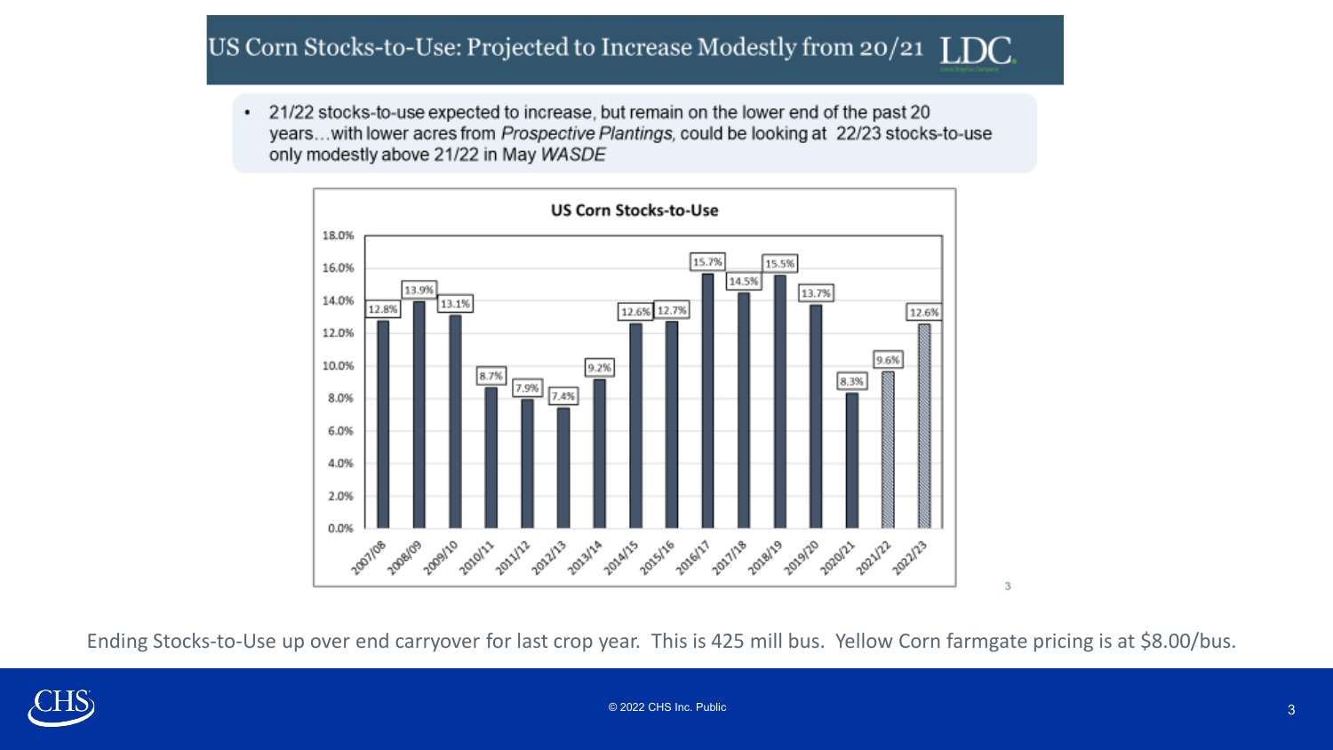# US Corn Stocks-to-Use: Projected to Increase Modestly from 20/21

- 21/22 stocks-to-use expected to increase, but remain on the lower end of the past 20 years…with lower acres from *Prospective Plantings,* could be looking at 22/23 stocks-to-use only modestly above 21/22 in May *WASDE*

**US Corn Stocks-to-Use**

| Year | Stocks-to-Use |
|---|---|
| 2007/08 | 12.8% |
| 2008/09 | 13.9% |
| 2009/10 | 13.1% |
| 2010/11 | 8.7% |
| 2011/12 | 7.9% |
| 2012/13 | 7.4% |
| 2013/14 | 9.2% |
| 2014/15 | 12.6% |
| 2015/16 | 12.7% |
| 2016/17 | 15.7% |
| 2017/18 | 14.5% |
| 2018/19 | 15.5% |
| 2019/20 | 13.7% |
| 2020/21 | 8.3% |
| 2021/22 | 9.6% |
| 2022/23 | 12.6% |

Ending Stocks-to-Use up over end carryover for last crop year. This is 425 mill bus. Yellow Corn farmgate pricing is at $8.00/bus.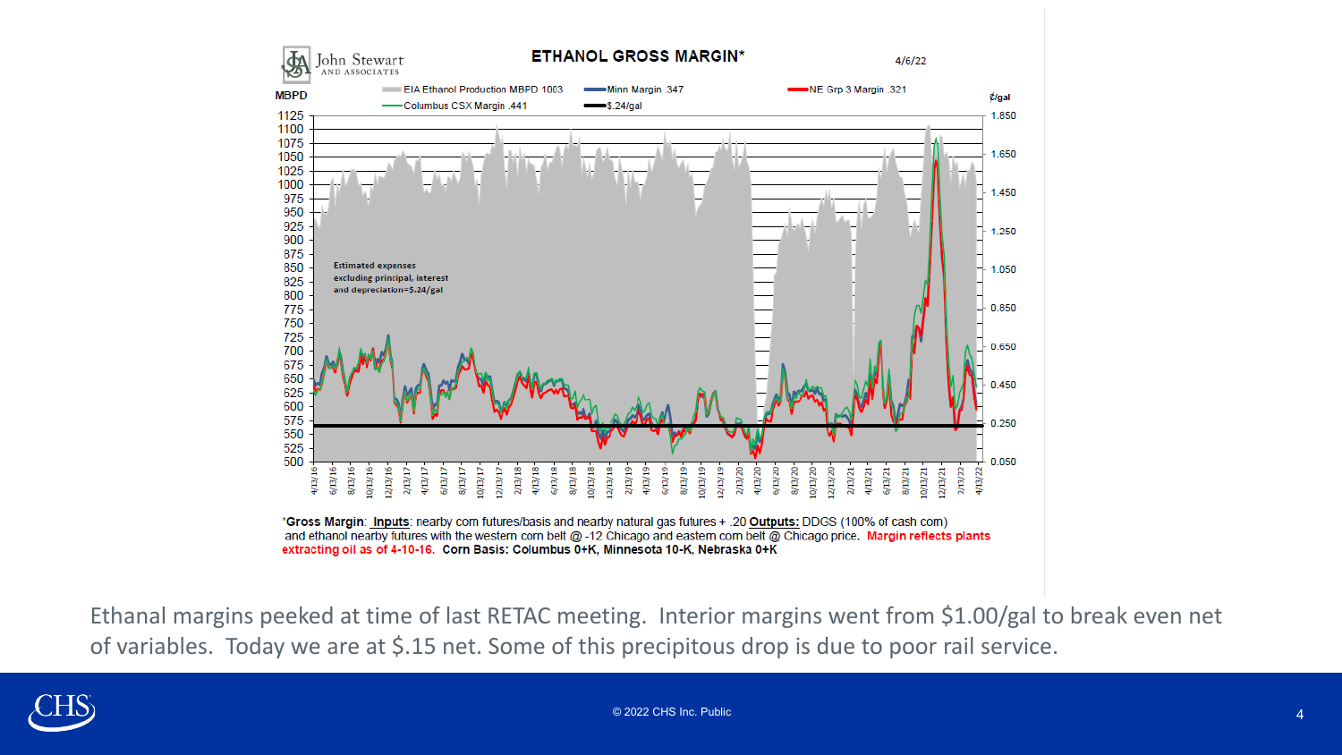John Stewart AND ASSOCIATES

## ETHANOL GROSS MARGIN*

4/6/22

EIA Ethanol Production MBPD 1003
Minn Margin .347
NE Grp 3 Margin .321
Columbus CSX Margin .441
$.24/gal

MBPD

¢/gal

1125
1100
1075
1050
1025
1000
975
950
925
900
875
850
825
800
775
750
725
700
675
650
625
600
575
550
525
500

1.850
1.650
1.450
1.250
1.050
0.850
0.650
0.450
0.250
0.050

Estimated expenses excluding principal, interest and depreciation=$.24/gal

4/13/16
6/13/16
8/13/16
10/13/16
12/13/16
2/13/17
4/13/17
6/13/17
8/13/17
10/13/17
12/13/17
2/13/18
4/13/18
6/13/18
8/13/18
10/13/18
12/13/18
2/13/19
4/13/19
6/13/19
8/13/19
10/13/19
12/13/19
2/13/20
4/13/20
6/13/20
8/13/20
10/13/20
12/13/20
2/13/21
4/13/21
6/13/21
8/13/21
10/13/21
12/13/21
2/13/22
4/13/22

*Gross Margin: **Inputs**: nearby corn futures/basis and nearby natural gas futures + .20 **Outputs:** DDGS (100% of cash corn) and ethanol nearby futures with the western corn belt @ -12 Chicago and eastern corn belt @ Chicago price. **Margin reflects plants extracting oil as of 4-10-16.** **Corn Basis: Columbus 0+K, Minnesota 10-K, Nebraska 0+K**

Ethanal margins peeked at time of last RETAC meeting. Interior margins went from $1.00/gal to break even net of variables. Today we are at $.15 net. Some of this precipitous drop is due to poor rail service.

© 2022 CHS Inc. Public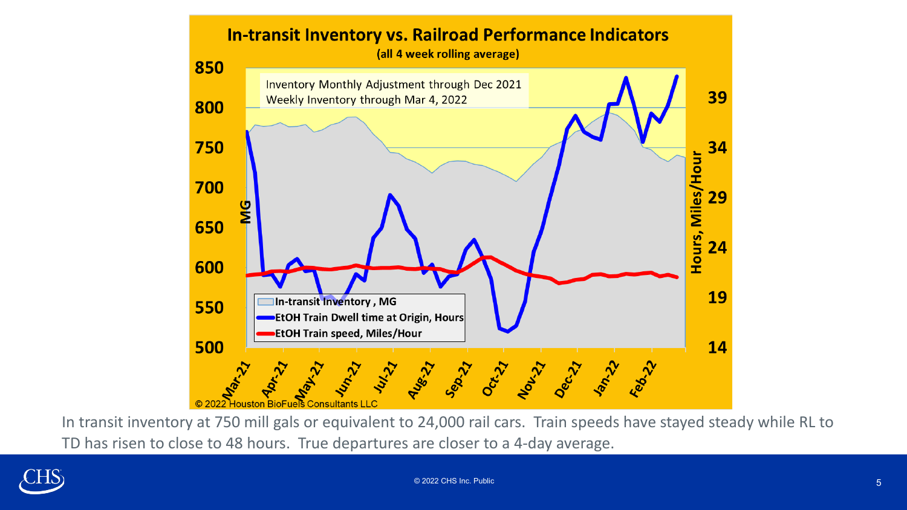## In-transit Inventory vs. Railroad Performance Indicators

(all 4 week rolling average)

Inventory Monthly Adjustment through Dec 2021
Weekly Inventory through Mar 4, 2022

MG

850
800
750
700
650
600
550
500

Hours, Miles/Hour

39
34
29
24
19
14

In-transit Inventory , MG
EtOH Train Dwell time at Origin, Hours
EtOH Train speed, Miles/Hour

Mar-21 Apr-21 May-21 Jun-21 Jul-21 Aug-21 Sep-21 Oct-21 Nov-21 Dec-21 Jan-22 Feb-22

© 2022 Houston BioFuels Consultants LLC

In transit inventory at 750 mill gals or equivalent to 24,000 rail cars. Train speeds have stayed steady while RL to TD has risen to close to 48 hours. True departures are closer to a 4-day average.

© 2022 CHS Inc. Public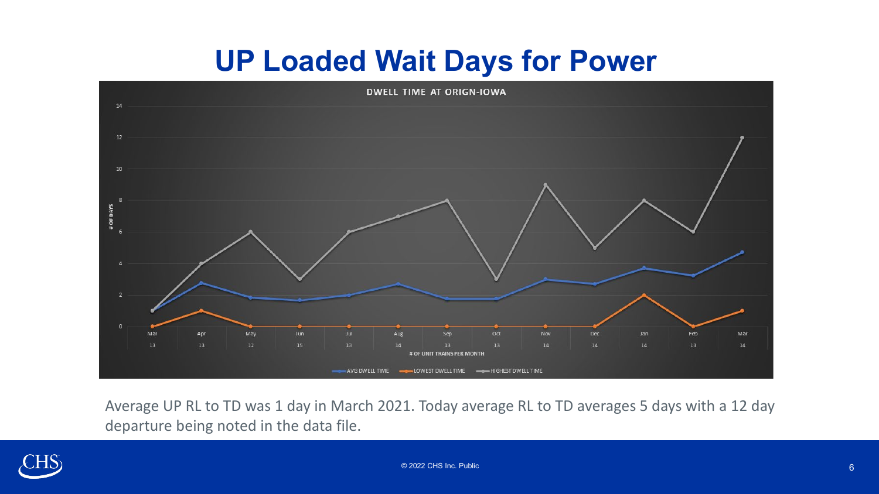# UP Loaded Wait Days for Power

DWELL TIME AT ORIGN-IOWA

\# OF DAYS

14
12
10
8
6
4
2
0

Mar Apr May Jun Jul Aug Sep Oct Nov Dec Jan Feb Mar

13 13 12 15 13 14 13 13 14 14 14 13 14

\# OF UNIT TRAINS PER MONTH

AVG DWELL TIME — LOWEST DWELL TIME — HIGHEST DWELL TIME

Average UP RL to TD was 1 day in March 2021. Today average RL to TD averages 5 days with a 12 day departure being noted in the data file.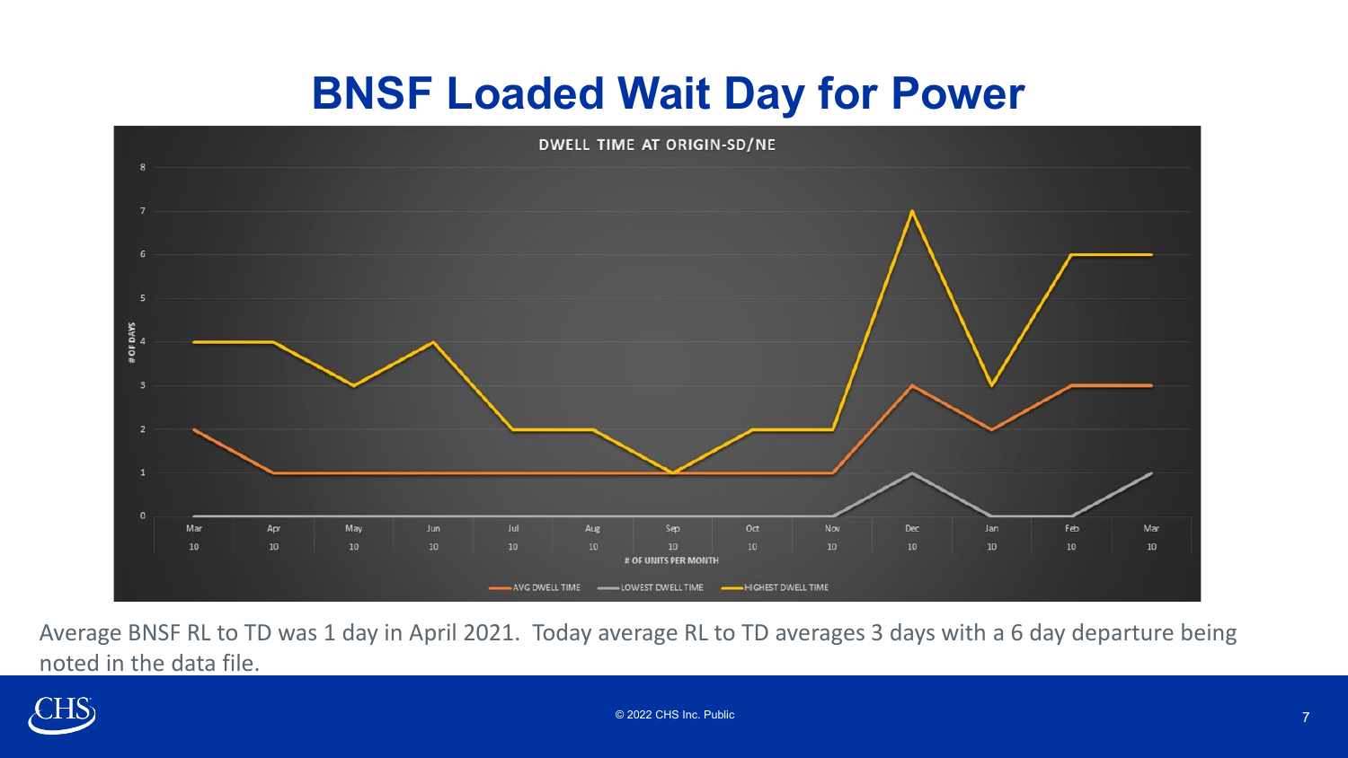# BNSF Loaded Wait Day for Power

DWELL TIME AT ORIGIN-SD/NE

# OF DAYS

0
1
2
3
4
5
6
7
8

Mar Apr May Jun Jul Aug Sep Oct Nov Dec Jan Feb Mar

10 10 10 10 10 10 10 10 10 10 10 10 10

# OF UNITS PER MONTH

AVG DWELL TIME   LOWEST DWELL TIME   HIGHEST DWELL TIME

Average BNSF RL to TD was 1 day in April 2021. Today average RL to TD averages 3 days with a 6 day departure being noted in the data file.

© 2022 CHS Inc. Public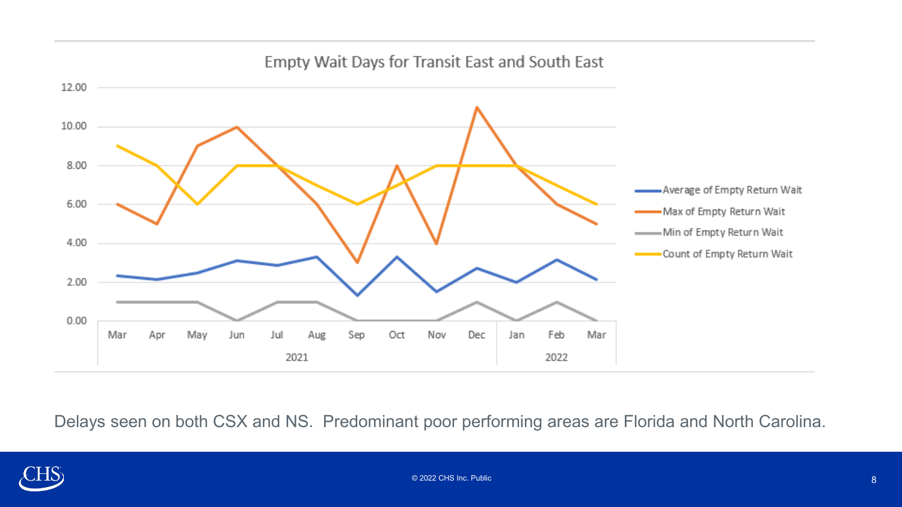Empty Wait Days for Transit East and South East

12.00
10.00
8.00
6.00
4.00
2.00
0.00

Mar Apr May Jun Jul Aug Sep Oct Nov Dec Jan Feb Mar

2021 2022

Average of Empty Return Wait
Max of Empty Return Wait
Min of Empty Return Wait
Count of Empty Return Wait

Delays seen on both CSX and NS. Predominant poor performing areas are Florida and North Carolina.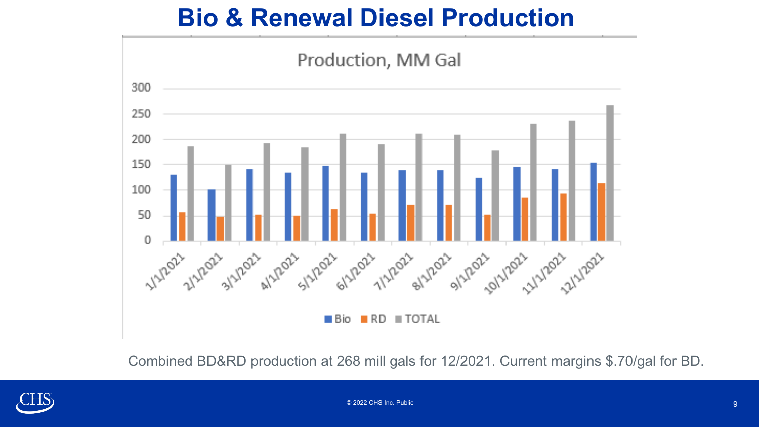# Bio & Renewal Diesel Production

Production, MM Gal

300
250
200
150
100
50
0

1/1/2021
2/1/2021
3/1/2021
4/1/2021
5/1/2021
6/1/2021
7/1/2021
8/1/2021
9/1/2021
10/1/2021
11/1/2021
12/1/2021

Bio RD TOTAL

Combined BD&RD production at 268 mill gals for 12/2021. Current margins $.70/gal for BD.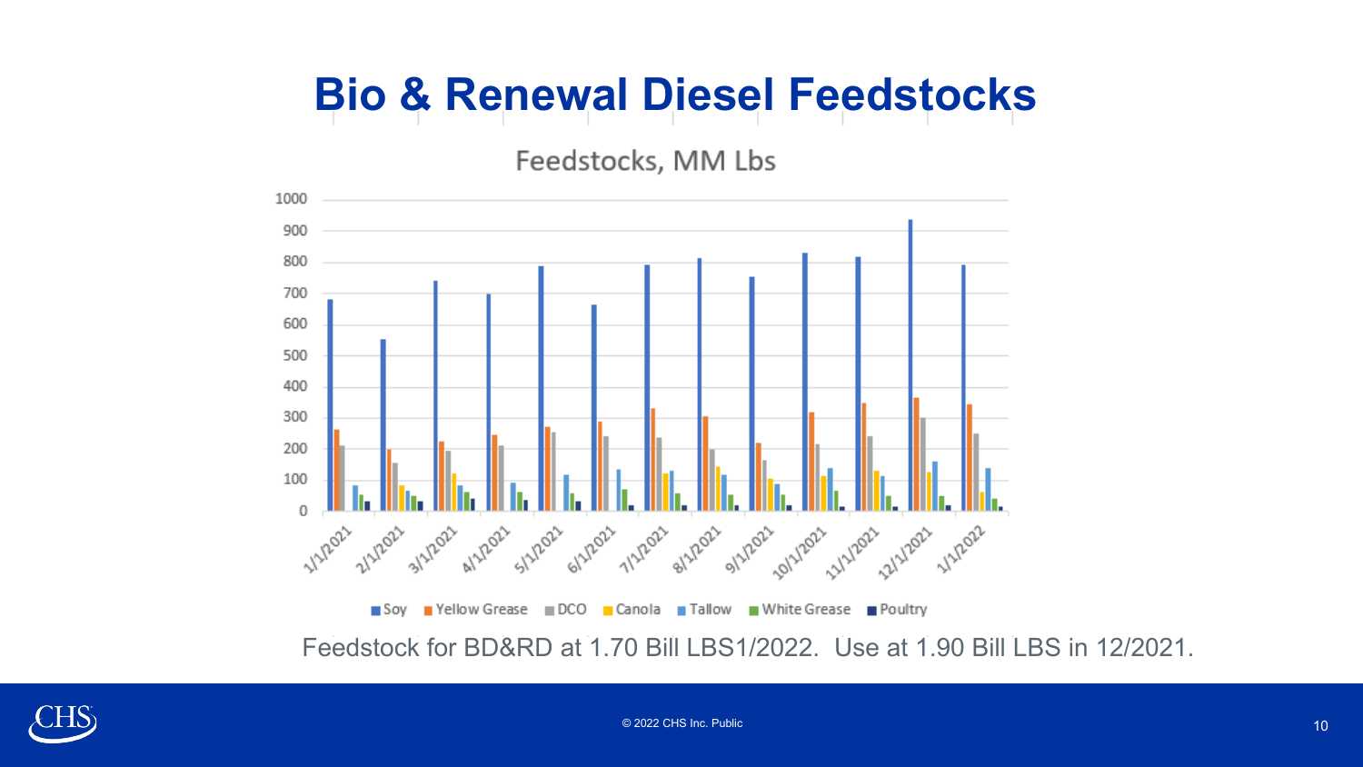# Bio & Renewal Diesel Feedstocks

Feedstocks, MM Lbs

1000
900
800
700
600
500
400
300
200
100
0

1/1/2021
2/1/2021
3/1/2021
4/1/2021
5/1/2021
6/1/2021
7/1/2021
8/1/2021
9/1/2021
10/1/2021
11/1/2021
12/1/2021
1/1/2022

Soy, Yellow Grease, DCO, Canola, Tallow, White Grease, Poultry

Feedstock for BD&RD at 1.70 Bill LBS1/2022. Use at 1.90 Bill LBS in 12/2021.

© 2022 CHS Inc. Public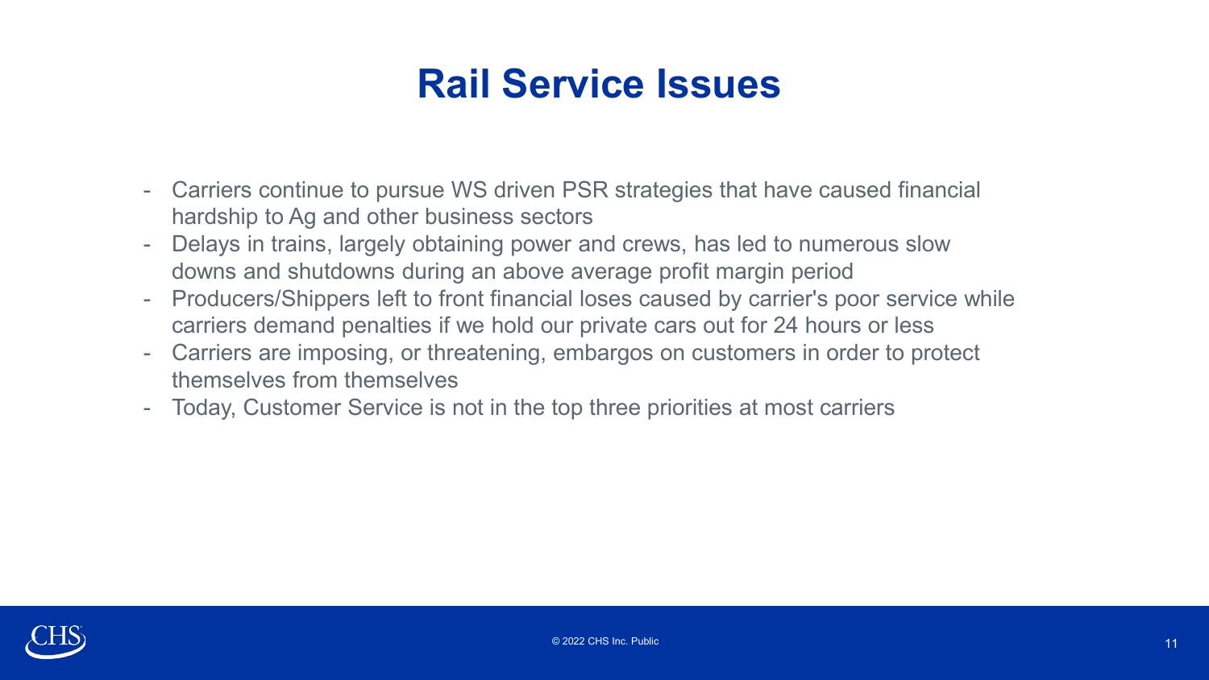# Rail Service Issues

- Carriers continue to pursue WS driven PSR strategies that have caused financial hardship to Ag and other business sectors
- Delays in trains, largely obtaining power and crews, has led to numerous slow downs and shutdowns during an above average profit margin period
- Producers/Shippers left to front financial loses caused by carrier's poor service while carriers demand penalties if we hold our private cars out for 24 hours or less
- Carriers are imposing, or threatening, embargos on customers in order to protect themselves from themselves
- Today, Customer Service is not in the top three priorities at most carriers